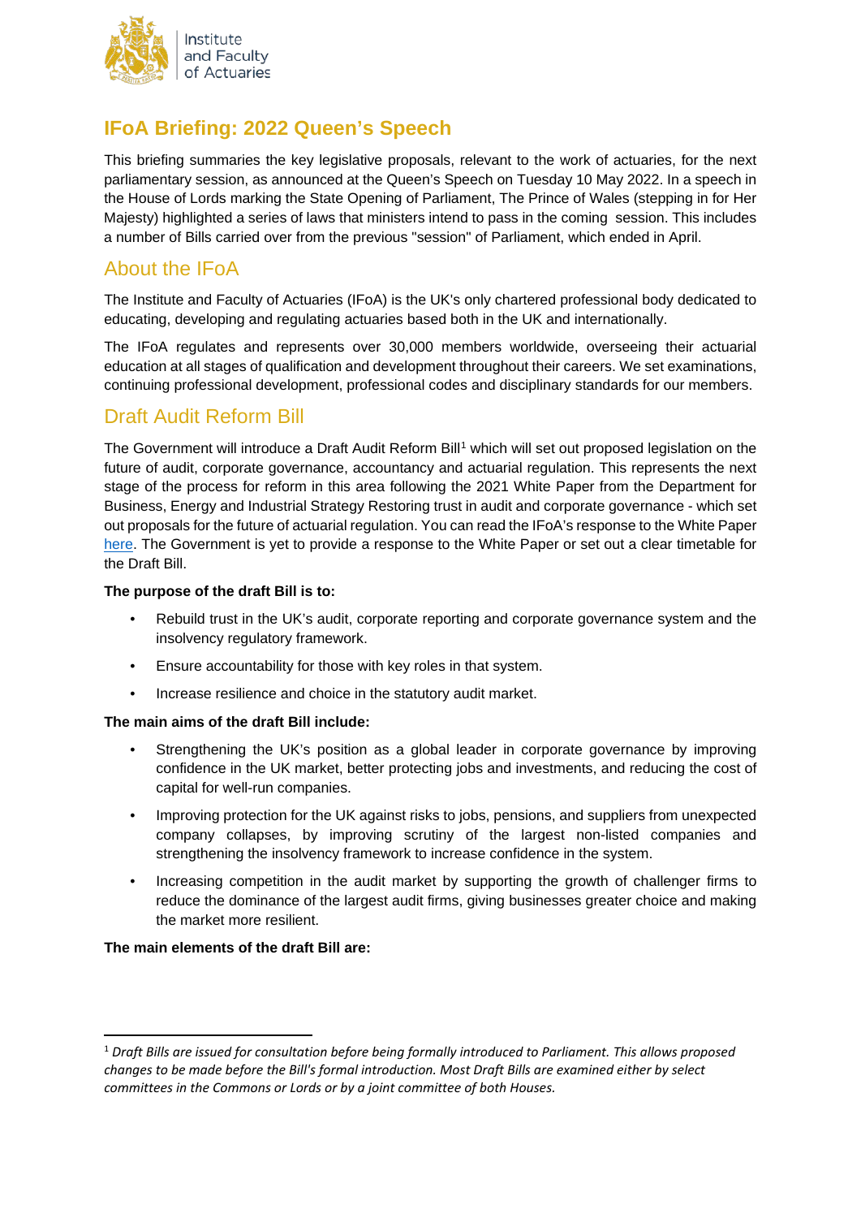# IFoA Briefing: 2022 Queen's Speech

This briefing summaries the key legislative proposals, relevant to the work of actuaries, for the next parliamentary session, as announced at the Queen's Speech on Tuesday 10 May 2022. In a speech in the House of Lords marking the State Opening of Parliament, The Prince of Wales (stepping in for Her Majesty) highlighted a series of laws that ministers intend to pass in the coming session. This includes a number of Bills carried over from the previous "session" of Parliament, which ended in April.

## About the IFoA

The Institute and Faculty of Actuaries (IFoA) is the UK's only chartered professional body dedicated to educating, developing and regulating actuaries based both in the UK and internationally.

The IFoA regulates and represents over 30,000 members worldwide, overseeing their actuarial education at all stages of qualification and development throughout their careers. We set examinations, continuing professional development, professional codes and disciplinary standards for our members.

## Draft Audit Reform Bill

The Government will introduce a Draft Audit Reform Bill[1] which will set out proposed legislation on the future of audit, corporate governance, accountancy and actuarial regulation. This represents the next stage of the process for reform in this area following the 2021 White Paper from the Department for Business, Energy and Industrial Strategy Restoring trust in audit and corporate governance - which set out proposals for the future of actuarial regulation. You can read the IFoA's response to the White Paper [here](). The Government is yet to provide a response to the White Paper or set out a clear timetable for the Draft Bill.

**The purpose of the draft Bill is to:**

- Rebuild trust in the UK's audit, corporate reporting and corporate governance system and the insolvency regulatory framework.
- Ensure accountability for those with key roles in that system.
- Increase resilience and choice in the statutory audit market.

**The main aims of the draft Bill include:**

- Strengthening the UK's position as a global leader in corporate governance by improving confidence in the UK market, better protecting jobs and investments, and reducing the cost of capital for well-run companies.
- Improving protection for the UK against risks to jobs, pensions, and suppliers from unexpected company collapses, by improving scrutiny of the largest non-listed companies and strengthening the insolvency framework to increase confidence in the system.
- Increasing competition in the audit market by supporting the growth of challenger firms to reduce the dominance of the largest audit firms, giving businesses greater choice and making the market more resilient.

**The main elements of the draft Bill are:**

[1] *Draft Bills are issued for consultation before being formally introduced to Parliament. This allows proposed changes to be made before the Bill's formal introduction. Most Draft Bills are examined either by select committees in the Commons or Lords or by a joint committee of both Houses.*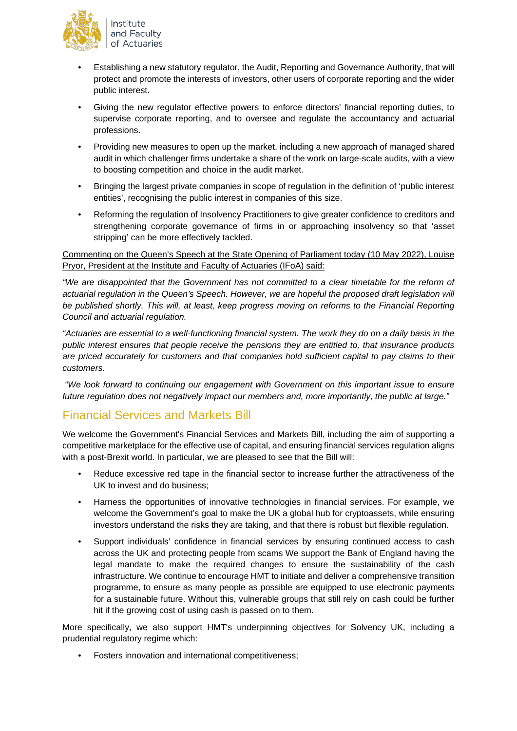- Establishing a new statutory regulator, the Audit, Reporting and Governance Authority, that will protect and promote the interests of investors, other users of corporate reporting and the wider public interest.
- Giving the new regulator effective powers to enforce directors' financial reporting duties, to supervise corporate reporting, and to oversee and regulate the accountancy and actuarial professions.
- Providing new measures to open up the market, including a new approach of managed shared audit in which challenger firms undertake a share of the work on large-scale audits, with a view to boosting competition and choice in the audit market.
- Bringing the largest private companies in scope of regulation in the definition of 'public interest entities', recognising the public interest in companies of this size.
- Reforming the regulation of Insolvency Practitioners to give greater confidence to creditors and strengthening corporate governance of firms in or approaching insolvency so that 'asset stripping' can be more effectively tackled.

Commenting on the Queen's Speech at the State Opening of Parliament today (10 May 2022), Louise Pryor, President at the Institute and Faculty of Actuaries (IFoA) said:

*"We are disappointed that the Government has not committed to a clear timetable for the reform of actuarial regulation in the Queen's Speech. However, we are hopeful the proposed draft legislation will be published shortly. This will, at least, keep progress moving on reforms to the Financial Reporting Council and actuarial regulation.*

*"Actuaries are essential to a well-functioning financial system. The work they do on a daily basis in the public interest ensures that people receive the pensions they are entitled to, that insurance products are priced accurately for customers and that companies hold sufficient capital to pay claims to their customers.*

*"We look forward to continuing our engagement with Government on this important issue to ensure future regulation does not negatively impact our members and, more importantly, the public at large."*

## Financial Services and Markets Bill

We welcome the Government's Financial Services and Markets Bill, including the aim of supporting a competitive marketplace for the effective use of capital, and ensuring financial services regulation aligns with a post-Brexit world. In particular, we are pleased to see that the Bill will:

- Reduce excessive red tape in the financial sector to increase further the attractiveness of the UK to invest and do business;
- Harness the opportunities of innovative technologies in financial services. For example, we welcome the Government's goal to make the UK a global hub for cryptoassets, while ensuring investors understand the risks they are taking, and that there is robust but flexible regulation.
- Support individuals' confidence in financial services by ensuring continued access to cash across the UK and protecting people from scams We support the Bank of England having the legal mandate to make the required changes to ensure the sustainability of the cash infrastructure. We continue to encourage HMT to initiate and deliver a comprehensive transition programme, to ensure as many people as possible are equipped to use electronic payments for a sustainable future. Without this, vulnerable groups that still rely on cash could be further hit if the growing cost of using cash is passed on to them.

More specifically, we also support HMT's underpinning objectives for Solvency UK, including a prudential regulatory regime which:

- Fosters innovation and international competitiveness;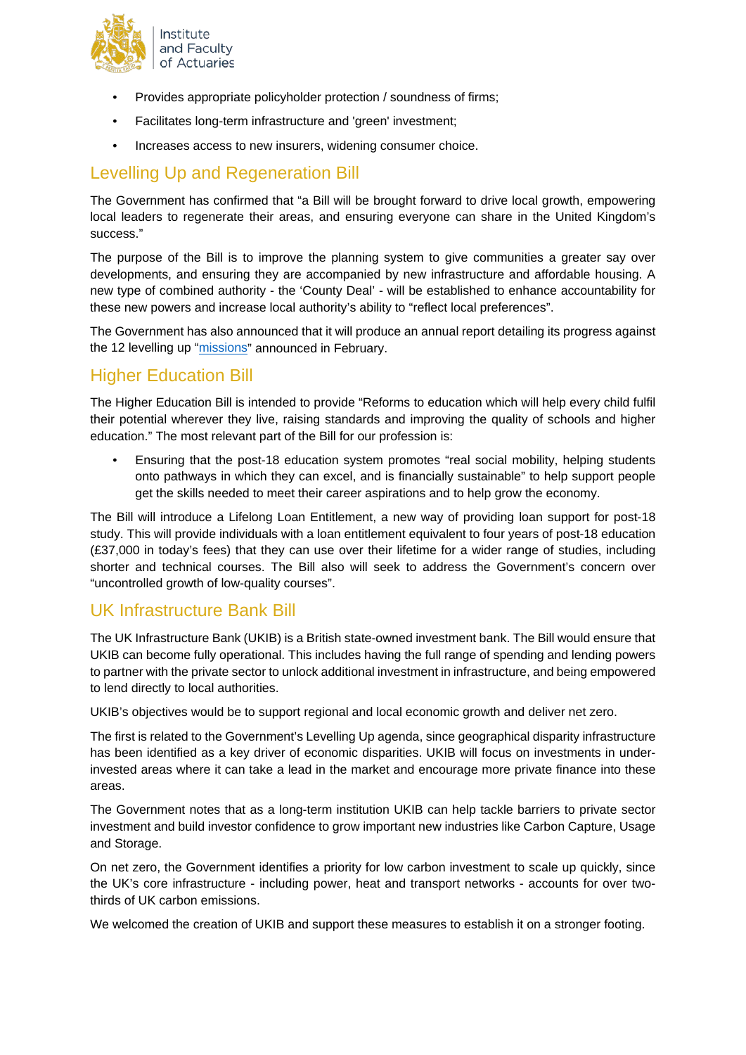- Provides appropriate policyholder protection / soundness of firms;
- Facilitates long-term infrastructure and 'green' investment;
- Increases access to new insurers, widening consumer choice.

## Levelling Up and Regeneration Bill

The Government has confirmed that "a Bill will be brought forward to drive local growth, empowering local leaders to regenerate their areas, and ensuring everyone can share in the United Kingdom's success."

The purpose of the Bill is to improve the planning system to give communities a greater say over developments, and ensuring they are accompanied by new infrastructure and affordable housing. A new type of combined authority - the 'County Deal' - will be established to enhance accountability for these new powers and increase local authority's ability to "reflect local preferences".

The Government has also announced that it will produce an annual report detailing its progress against the 12 levelling up "missions" announced in February.

## Higher Education Bill

The Higher Education Bill is intended to provide "Reforms to education which will help every child fulfil their potential wherever they live, raising standards and improving the quality of schools and higher education." The most relevant part of the Bill for our profession is:

- Ensuring that the post-18 education system promotes "real social mobility, helping students onto pathways in which they can excel, and is financially sustainable" to help support people get the skills needed to meet their career aspirations and to help grow the economy.

The Bill will introduce a Lifelong Loan Entitlement, a new way of providing loan support for post-18 study. This will provide individuals with a loan entitlement equivalent to four years of post-18 education (£37,000 in today's fees) that they can use over their lifetime for a wider range of studies, including shorter and technical courses. The Bill also will seek to address the Government's concern over "uncontrolled growth of low-quality courses".

## UK Infrastructure Bank Bill

The UK Infrastructure Bank (UKIB) is a British state-owned investment bank. The Bill would ensure that UKIB can become fully operational. This includes having the full range of spending and lending powers to partner with the private sector to unlock additional investment in infrastructure, and being empowered to lend directly to local authorities.

UKIB's objectives would be to support regional and local economic growth and deliver net zero.

The first is related to the Government's Levelling Up agenda, since geographical disparity infrastructure has been identified as a key driver of economic disparities. UKIB will focus on investments in under-invested areas where it can take a lead in the market and encourage more private finance into these areas.

The Government notes that as a long-term institution UKIB can help tackle barriers to private sector investment and build investor confidence to grow important new industries like Carbon Capture, Usage and Storage.

On net zero, the Government identifies a priority for low carbon investment to scale up quickly, since the UK's core infrastructure - including power, heat and transport networks - accounts for over two-thirds of UK carbon emissions.

We welcomed the creation of UKIB and support these measures to establish it on a stronger footing.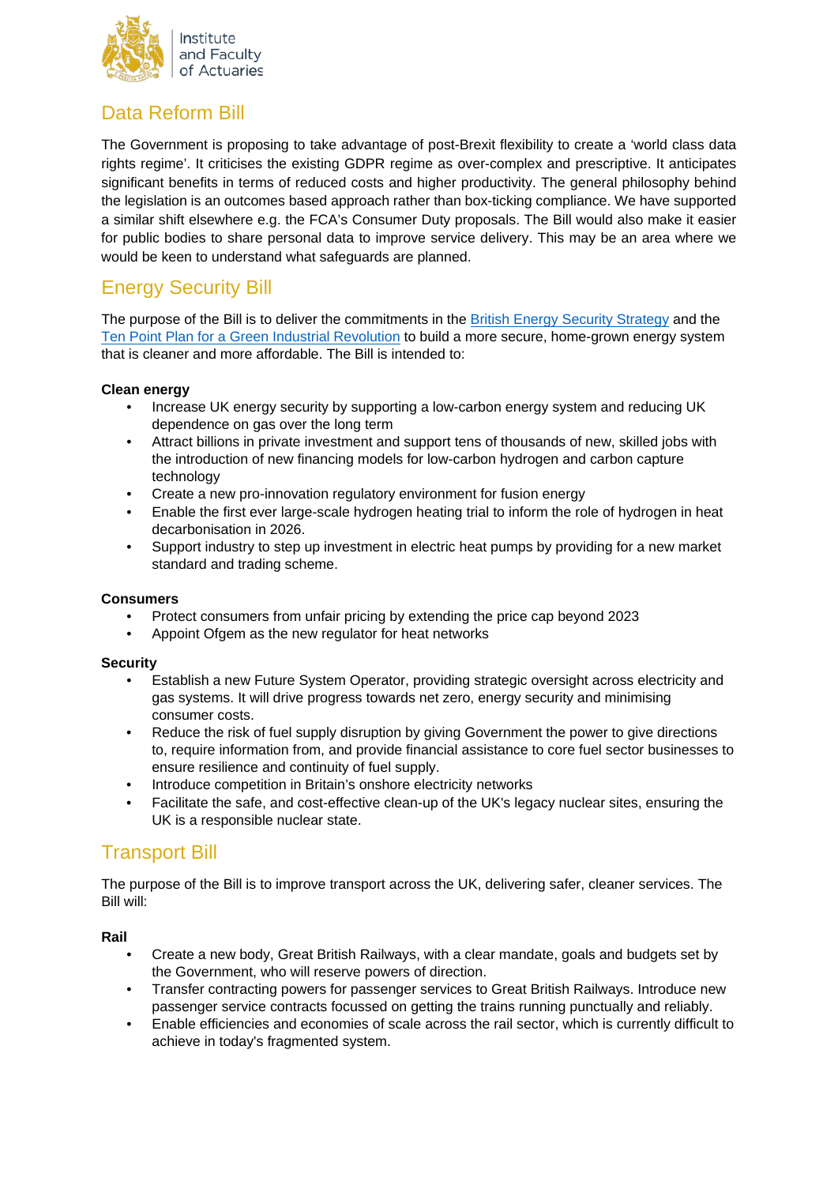## Data Reform Bill

The Government is proposing to take advantage of post-Brexit flexibility to create a 'world class data rights regime'. It criticises the existing GDPR regime as over-complex and prescriptive. It anticipates significant benefits in terms of reduced costs and higher productivity. The general philosophy behind the legislation is an outcomes based approach rather than box-ticking compliance. We have supported a similar shift elsewhere e.g. the FCA's Consumer Duty proposals. The Bill would also make it easier for public bodies to share personal data to improve service delivery. This may be an area where we would be keen to understand what safeguards are planned.

## Energy Security Bill

The purpose of the Bill is to deliver the commitments in the British Energy Security Strategy and the Ten Point Plan for a Green Industrial Revolution to build a more secure, home-grown energy system that is cleaner and more affordable. The Bill is intended to:

**Clean energy**

- Increase UK energy security by supporting a low-carbon energy system and reducing UK dependence on gas over the long term
- Attract billions in private investment and support tens of thousands of new, skilled jobs with the introduction of new financing models for low-carbon hydrogen and carbon capture technology
- Create a new pro-innovation regulatory environment for fusion energy
- Enable the first ever large-scale hydrogen heating trial to inform the role of hydrogen in heat decarbonisation in 2026.
- Support industry to step up investment in electric heat pumps by providing for a new market standard and trading scheme.

**Consumers**

- Protect consumers from unfair pricing by extending the price cap beyond 2023
- Appoint Ofgem as the new regulator for heat networks

**Security**

- Establish a new Future System Operator, providing strategic oversight across electricity and gas systems. It will drive progress towards net zero, energy security and minimising consumer costs.
- Reduce the risk of fuel supply disruption by giving Government the power to give directions to, require information from, and provide financial assistance to core fuel sector businesses to ensure resilience and continuity of fuel supply.
- Introduce competition in Britain's onshore electricity networks
- Facilitate the safe, and cost-effective clean-up of the UK's legacy nuclear sites, ensuring the UK is a responsible nuclear state.

## Transport Bill

The purpose of the Bill is to improve transport across the UK, delivering safer, cleaner services. The Bill will:

**Rail**

- Create a new body, Great British Railways, with a clear mandate, goals and budgets set by the Government, who will reserve powers of direction.
- Transfer contracting powers for passenger services to Great British Railways. Introduce new passenger service contracts focussed on getting the trains running punctually and reliably.
- Enable efficiencies and economies of scale across the rail sector, which is currently difficult to achieve in today's fragmented system.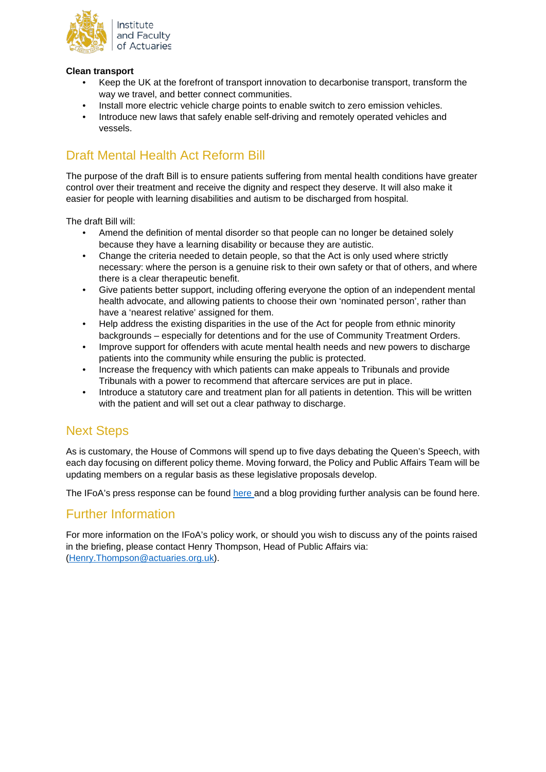**Clean transport**

- Keep the UK at the forefront of transport innovation to decarbonise transport, transform the way we travel, and better connect communities.
- Install more electric vehicle charge points to enable switch to zero emission vehicles.
- Introduce new laws that safely enable self-driving and remotely operated vehicles and vessels.

## Draft Mental Health Act Reform Bill

The purpose of the draft Bill is to ensure patients suffering from mental health conditions have greater control over their treatment and receive the dignity and respect they deserve. It will also make it easier for people with learning disabilities and autism to be discharged from hospital.

The draft Bill will:

- Amend the definition of mental disorder so that people can no longer be detained solely because they have a learning disability or because they are autistic.
- Change the criteria needed to detain people, so that the Act is only used where strictly necessary: where the person is a genuine risk to their own safety or that of others, and where there is a clear therapeutic benefit.
- Give patients better support, including offering everyone the option of an independent mental health advocate, and allowing patients to choose their own 'nominated person', rather than have a 'nearest relative' assigned for them.
- Help address the existing disparities in the use of the Act for people from ethnic minority backgrounds – especially for detentions and for the use of Community Treatment Orders.
- Improve support for offenders with acute mental health needs and new powers to discharge patients into the community while ensuring the public is protected.
- Increase the frequency with which patients can make appeals to Tribunals and provide Tribunals with a power to recommend that aftercare services are put in place.
- Introduce a statutory care and treatment plan for all patients in detention. This will be written with the patient and will set out a clear pathway to discharge.

## Next Steps

As is customary, the House of Commons will spend up to five days debating the Queen's Speech, with each day focusing on different policy theme. Moving forward, the Policy and Public Affairs Team will be updating members on a regular basis as these legislative proposals develop.

The IFoA's press response can be found here and a blog providing further analysis can be found here.

## Further Information

For more information on the IFoA's policy work, or should you wish to discuss any of the points raised in the briefing, please contact Henry Thompson, Head of Public Affairs via: (Henry.Thompson@actuaries.org.uk).